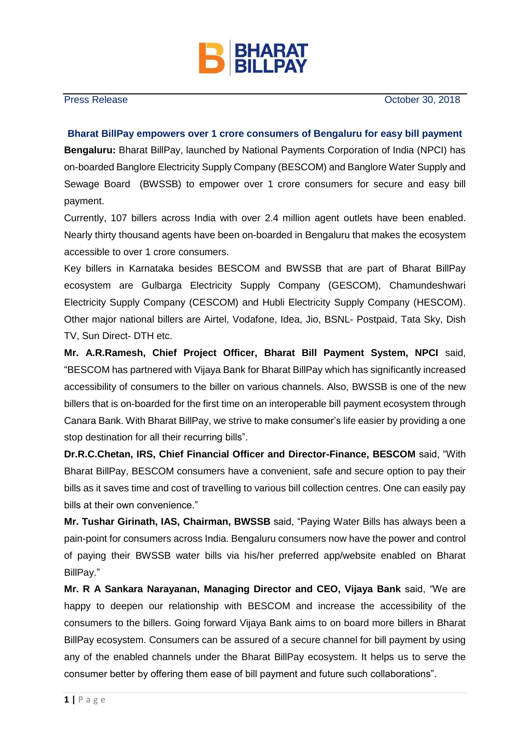Press Release October 30, 2018

## Bharat BillPay empowers over 1 crore consumers of Bengaluru for easy bill payment

**Bengaluru:** Bharat BillPay, launched by National Payments Corporation of India (NPCI) has on-boarded Banglore Electricity Supply Company (BESCOM) and Banglore Water Supply and Sewage Board (BWSSB) to empower over 1 crore consumers for secure and easy bill payment.

Currently, 107 billers across India with over 2.4 million agent outlets have been enabled. Nearly thirty thousand agents have been on-boarded in Bengaluru that makes the ecosystem accessible to over 1 crore consumers.

Key billers in Karnataka besides BESCOM and BWSSB that are part of Bharat BillPay ecosystem are Gulbarga Electricity Supply Company (GESCOM), Chamundeshwari Electricity Supply Company (CESCOM) and Hubli Electricity Supply Company (HESCOM). Other major national billers are Airtel, Vodafone, Idea, Jio, BSNL- Postpaid, Tata Sky, Dish TV, Sun Direct- DTH etc.

**Mr. A.R.Ramesh, Chief Project Officer, Bharat Bill Payment System, NPCI** said, "BESCOM has partnered with Vijaya Bank for Bharat BillPay which has significantly increased accessibility of consumers to the biller on various channels. Also, BWSSB is one of the new billers that is on-boarded for the first time on an interoperable bill payment ecosystem through Canara Bank. With Bharat BillPay, we strive to make consumer's life easier by providing a one stop destination for all their recurring bills".

**Dr.R.C.Chetan, IRS, Chief Financial Officer and Director-Finance, BESCOM** said, "With Bharat BillPay, BESCOM consumers have a convenient, safe and secure option to pay their bills as it saves time and cost of travelling to various bill collection centres. One can easily pay bills at their own convenience."

**Mr. Tushar Girinath, IAS, Chairman, BWSSB** said, "Paying Water Bills has always been a pain-point for consumers across India. Bengaluru consumers now have the power and control of paying their BWSSB water bills via his/her preferred app/website enabled on Bharat BillPay."

**Mr. R A Sankara Narayanan, Managing Director and CEO, Vijaya Bank** said, "We are happy to deepen our relationship with BESCOM and increase the accessibility of the consumers to the billers. Going forward Vijaya Bank aims to on board more billers in Bharat BillPay ecosystem. Consumers can be assured of a secure channel for bill payment by using any of the enabled channels under the Bharat BillPay ecosystem. It helps us to serve the consumer better by offering them ease of bill payment and future such collaborations".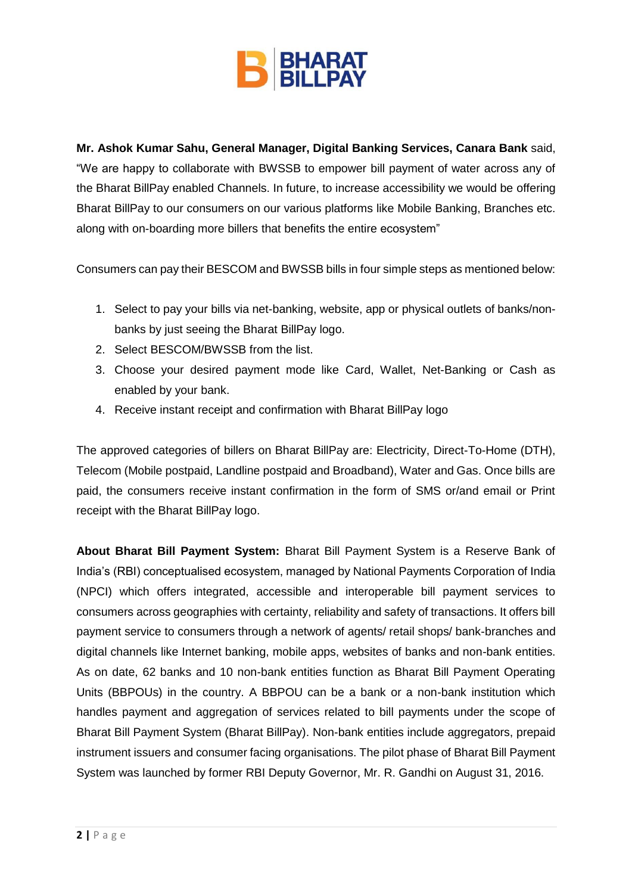**Mr. Ashok Kumar Sahu, General Manager, Digital Banking Services, Canara Bank** said, “We are happy to collaborate with BWSSB to empower bill payment of water across any of the Bharat BillPay enabled Channels. In future, to increase accessibility we would be offering Bharat BillPay to our consumers on our various platforms like Mobile Banking, Branches etc. along with on-boarding more billers that benefits the entire ecosystem”

Consumers can pay their BESCOM and BWSSB bills in four simple steps as mentioned below:

1. Select to pay your bills via net-banking, website, app or physical outlets of banks/non-banks by just seeing the Bharat BillPay logo.
2. Select BESCOM/BWSSB from the list.
3. Choose your desired payment mode like Card, Wallet, Net-Banking or Cash as enabled by your bank.
4. Receive instant receipt and confirmation with Bharat BillPay logo

The approved categories of billers on Bharat BillPay are: Electricity, Direct-To-Home (DTH), Telecom (Mobile postpaid, Landline postpaid and Broadband), Water and Gas. Once bills are paid, the consumers receive instant confirmation in the form of SMS or/and email or Print receipt with the Bharat BillPay logo.

**About Bharat Bill Payment System:** Bharat Bill Payment System is a Reserve Bank of India’s (RBI) conceptualised ecosystem, managed by National Payments Corporation of India (NPCI) which offers integrated, accessible and interoperable bill payment services to consumers across geographies with certainty, reliability and safety of transactions. It offers bill payment service to consumers through a network of agents/ retail shops/ bank-branches and digital channels like Internet banking, mobile apps, websites of banks and non-bank entities. As on date, 62 banks and 10 non-bank entities function as Bharat Bill Payment Operating Units (BBPOUs) in the country. A BBPOU can be a bank or a non-bank institution which handles payment and aggregation of services related to bill payments under the scope of Bharat Bill Payment System (Bharat BillPay). Non-bank entities include aggregators, prepaid instrument issuers and consumer facing organisations. The pilot phase of Bharat Bill Payment System was launched by former RBI Deputy Governor, Mr. R. Gandhi on August 31, 2016.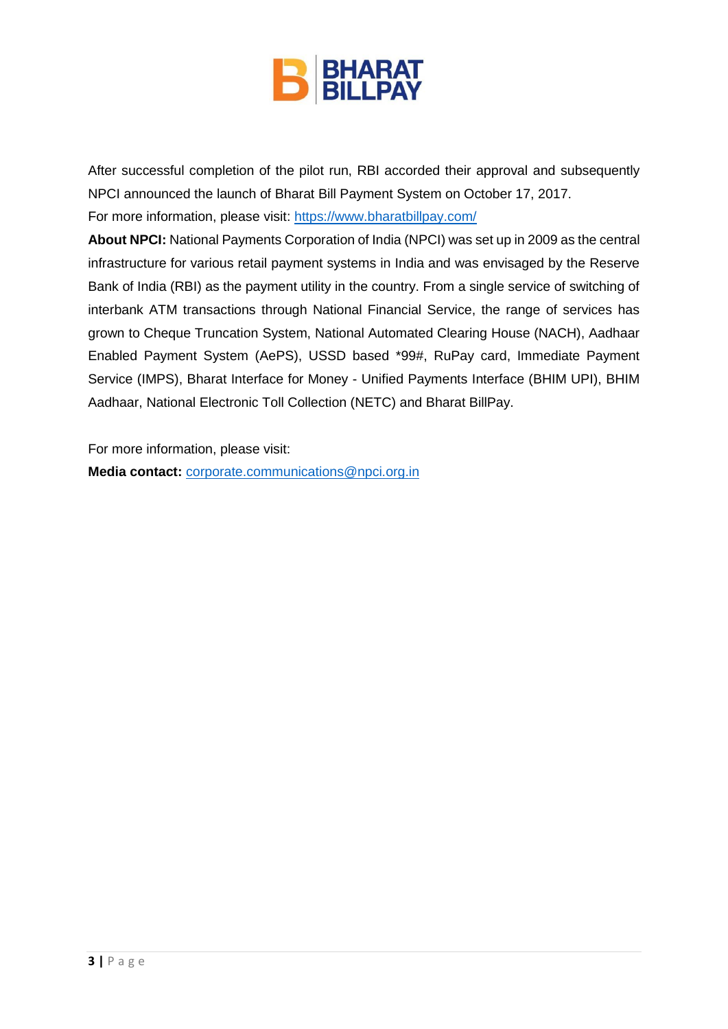After successful completion of the pilot run, RBI accorded their approval and subsequently NPCI announced the launch of Bharat Bill Payment System on October 17, 2017.

For more information, please visit: https://www.bharatbillpay.com/

**About NPCI:** National Payments Corporation of India (NPCI) was set up in 2009 as the central infrastructure for various retail payment systems in India and was envisaged by the Reserve Bank of India (RBI) as the payment utility in the country. From a single service of switching of interbank ATM transactions through National Financial Service, the range of services has grown to Cheque Truncation System, National Automated Clearing House (NACH), Aadhaar Enabled Payment System (AePS), USSD based *99#, RuPay card, Immediate Payment Service (IMPS), Bharat Interface for Money - Unified Payments Interface (BHIM UPI), BHIM Aadhaar, National Electronic Toll Collection (NETC) and Bharat BillPay.

For more information, please visit:

**Media contact:** corporate.communications@npci.org.in